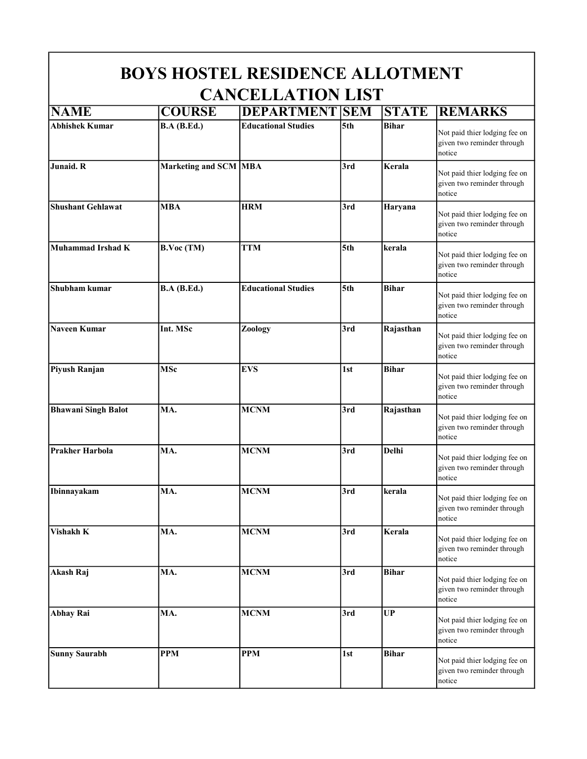# BOYS HOSTEL RESIDENCE ALLOTMENT CANCELLATION LIST

| NAME | COURSE | DEPARTMENT | SEM | STATE | REMARKS |
|---|---|---|---|---|---|
| **Abhishek Kumar** | **B.A (B.Ed.)** | **Educational Studies** | **5th** | **Bihar** | Not paid thier lodging fee on given two reminder through notice |
| **Junaid. R** | **Marketing and SCM** | **MBA** | **3rd** | **Kerala** | Not paid thier lodging fee on given two reminder through notice |
| **Shushant Gehlawat** | **MBA** | **HRM** | **3rd** | **Haryana** | Not paid thier lodging fee on given two reminder through notice |
| **Muhammad Irshad K** | **B.Voc (TM)** | **TTM** | **5th** | **kerala** | Not paid thier lodging fee on given two reminder through notice |
| **Shubham kumar** | **B.A (B.Ed.)** | **Educational Studies** | **5th** | **Bihar** | Not paid thier lodging fee on given two reminder through notice |
| **Naveen Kumar** | **Int. MSc** | **Zoology** | **3rd** | **Rajasthan** | Not paid thier lodging fee on given two reminder through notice |
| **Piyush Ranjan** | **MSc** | **EVS** | **1st** | **Bihar** | Not paid thier lodging fee on given two reminder through notice |
| **Bhawani Singh Balot** | **MA.** | **MCNM** | **3rd** | **Rajasthan** | Not paid thier lodging fee on given two reminder through notice |
| **Prakher Harbola** | **MA.** | **MCNM** | **3rd** | **Delhi** | Not paid thier lodging fee on given two reminder through notice |
| **Ibinnayakam** | **MA.** | **MCNM** | **3rd** | **kerala** | Not paid thier lodging fee on given two reminder through notice |
| **Vishakh K** | **MA.** | **MCNM** | **3rd** | **Kerala** | Not paid thier lodging fee on given two reminder through notice |
| **Akash Raj** | **MA.** | **MCNM** | **3rd** | **Bihar** | Not paid thier lodging fee on given two reminder through notice |
| **Abhay Rai** | **MA.** | **MCNM** | **3rd** | **UP** | Not paid thier lodging fee on given two reminder through notice |
| **Sunny Saurabh** | **PPM** | **PPM** | **1st** | **Bihar** | Not paid thier lodging fee on given two reminder through notice |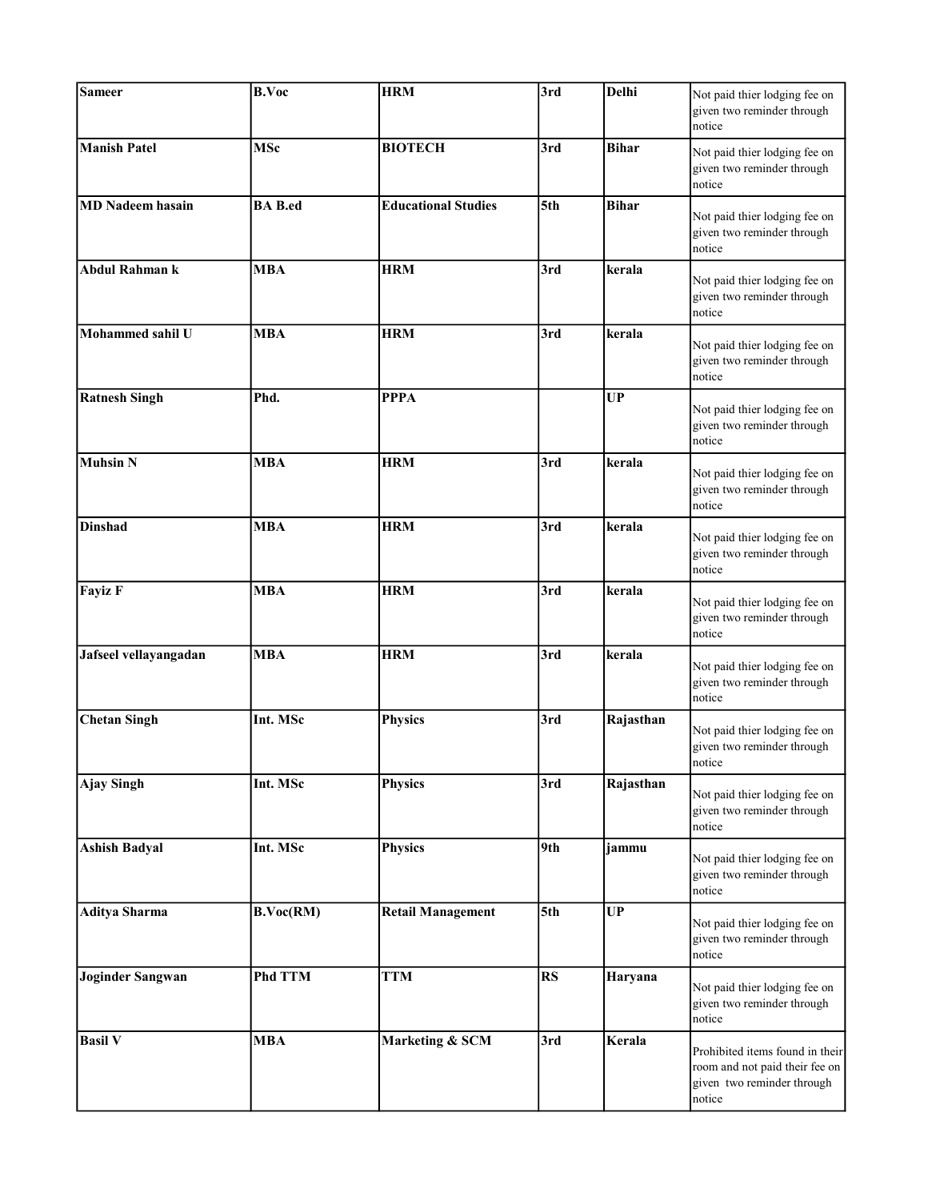| | | | | | |
|---|---|---|---|---|---|
| **Sameer** | **B.Voc** | **HRM** | **3rd** | **Delhi** | Not paid thier lodging fee on given two reminder through notice |
| **Manish Patel** | **MSc** | **BIOTECH** | **3rd** | **Bihar** | Not paid thier lodging fee on given two reminder through notice |
| **MD Nadeem hasain** | **BA B.ed** | **Educational Studies** | **5th** | **Bihar** | Not paid thier lodging fee on given two reminder through notice |
| **Abdul Rahman k** | **MBA** | **HRM** | **3rd** | **kerala** | Not paid thier lodging fee on given two reminder through notice |
| **Mohammed sahil U** | **MBA** | **HRM** | **3rd** | **kerala** | Not paid thier lodging fee on given two reminder through notice |
| **Ratnesh Singh** | **Phd.** | **PPPA** | | **UP** | Not paid thier lodging fee on given two reminder through notice |
| **Muhsin N** | **MBA** | **HRM** | **3rd** | **kerala** | Not paid thier lodging fee on given two reminder through notice |
| **Dinshad** | **MBA** | **HRM** | **3rd** | **kerala** | Not paid thier lodging fee on given two reminder through notice |
| **Fayiz F** | **MBA** | **HRM** | **3rd** | **kerala** | Not paid thier lodging fee on given two reminder through notice |
| **Jafseel vellayangadan** | **MBA** | **HRM** | **3rd** | **kerala** | Not paid thier lodging fee on given two reminder through notice |
| **Chetan Singh** | **Int. MSc** | **Physics** | **3rd** | **Rajasthan** | Not paid thier lodging fee on given two reminder through notice |
| **Ajay Singh** | **Int. MSc** | **Physics** | **3rd** | **Rajasthan** | Not paid thier lodging fee on given two reminder through notice |
| **Ashish Badyal** | **Int. MSc** | **Physics** | **9th** | **jammu** | Not paid thier lodging fee on given two reminder through notice |
| **Aditya Sharma** | **B.Voc(RM)** | **Retail Management** | **5th** | **UP** | Not paid thier lodging fee on given two reminder through notice |
| **Joginder Sangwan** | **Phd TTM** | **TTM** | **RS** | **Haryana** | Not paid thier lodging fee on given two reminder through notice |
| **Basil V** | **MBA** | **Marketing & SCM** | **3rd** | **Kerala** | Prohibited items found in their room and not paid their fee on given two reminder through notice |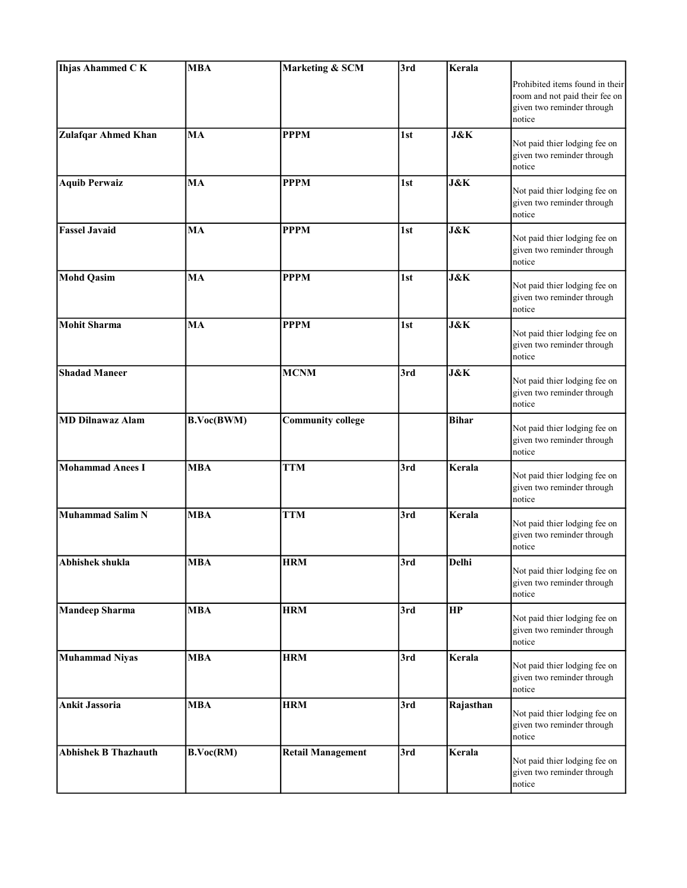| | | | | | |
|---|---|---|---|---|---|
| **Ihjas Ahammed C K** | **MBA** | **Marketing & SCM** | **3rd** | **Kerala** | Prohibited items found in their room and not paid their fee on given two reminder through notice |
| **Zulafqar Ahmed Khan** | **MA** | **PPPM** | **1st** | **J&K** | Not paid thier lodging fee on given two reminder through notice |
| **Aquib Perwaiz** | **MA** | **PPPM** | **1st** | **J&K** | Not paid thier lodging fee on given two reminder through notice |
| **Fassel Javaid** | **MA** | **PPPM** | **1st** | **J&K** | Not paid thier lodging fee on given two reminder through notice |
| **Mohd Qasim** | **MA** | **PPPM** | **1st** | **J&K** | Not paid thier lodging fee on given two reminder through notice |
| **Mohit Sharma** | **MA** | **PPPM** | **1st** | **J&K** | Not paid thier lodging fee on given two reminder through notice |
| **Shadad Maneer** | | **MCNM** | **3rd** | **J&K** | Not paid thier lodging fee on given two reminder through notice |
| **MD Dilnawaz Alam** | **B.Voc(BWM)** | **Community college** | | **Bihar** | Not paid thier lodging fee on given two reminder through notice |
| **Mohammad Anees I** | **MBA** | **TTM** | **3rd** | **Kerala** | Not paid thier lodging fee on given two reminder through notice |
| **Muhammad Salim N** | **MBA** | **TTM** | **3rd** | **Kerala** | Not paid thier lodging fee on given two reminder through notice |
| **Abhishek shukla** | **MBA** | **HRM** | **3rd** | **Delhi** | Not paid thier lodging fee on given two reminder through notice |
| **Mandeep Sharma** | **MBA** | **HRM** | **3rd** | **HP** | Not paid thier lodging fee on given two reminder through notice |
| **Muhammad Niyas** | **MBA** | **HRM** | **3rd** | **Kerala** | Not paid thier lodging fee on given two reminder through notice |
| **Ankit Jassoria** | **MBA** | **HRM** | **3rd** | **Rajasthan** | Not paid thier lodging fee on given two reminder through notice |
| **Abhishek B Thazhauth** | **B.Voc(RM)** | **Retail Management** | **3rd** | **Kerala** | Not paid thier lodging fee on given two reminder through notice |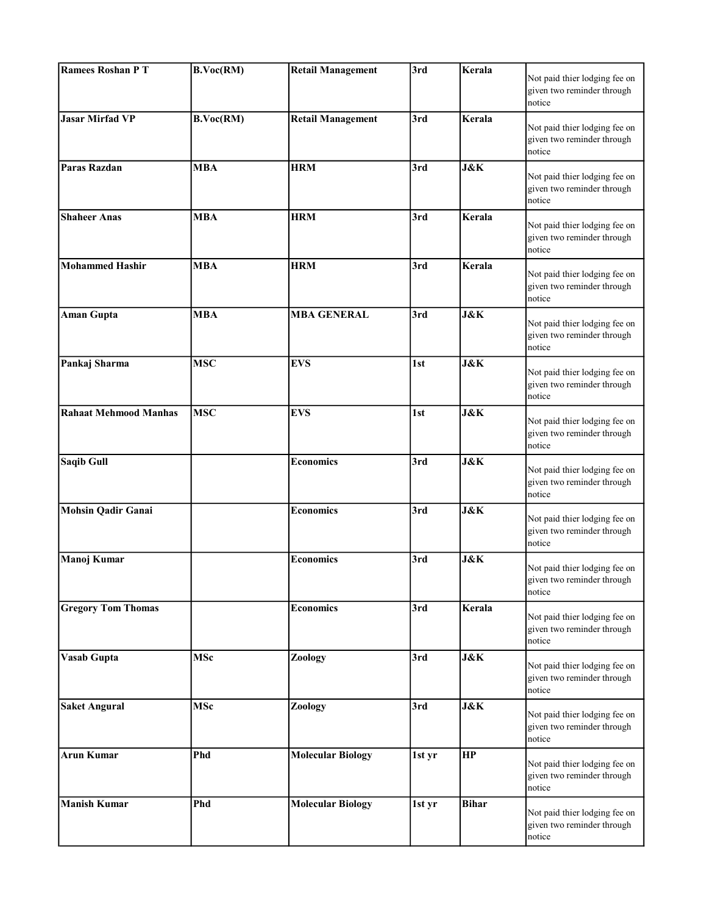| **Ramees Roshan P T** | **B.Voc(RM)** | **Retail Management** | **3rd** | **Kerala** | Not paid thier lodging fee on given two reminder through notice |
|---|---|---|---|---|---|
| **Jasar Mirfad VP** | **B.Voc(RM)** | **Retail Management** | **3rd** | **Kerala** | Not paid thier lodging fee on given two reminder through notice |
| **Paras Razdan** | **MBA** | **HRM** | **3rd** | **J&K** | Not paid thier lodging fee on given two reminder through notice |
| **Shaheer Anas** | **MBA** | **HRM** | **3rd** | **Kerala** | Not paid thier lodging fee on given two reminder through notice |
| **Mohammed Hashir** | **MBA** | **HRM** | **3rd** | **Kerala** | Not paid thier lodging fee on given two reminder through notice |
| **Aman Gupta** | **MBA** | **MBA GENERAL** | **3rd** | **J&K** | Not paid thier lodging fee on given two reminder through notice |
| **Pankaj Sharma** | **MSC** | **EVS** | **1st** | **J&K** | Not paid thier lodging fee on given two reminder through notice |
| **Rahaat Mehmood Manhas** | **MSC** | **EVS** | **1st** | **J&K** | Not paid thier lodging fee on given two reminder through notice |
| **Saqib Gull** | | **Economics** | **3rd** | **J&K** | Not paid thier lodging fee on given two reminder through notice |
| **Mohsin Qadir Ganai** | | **Economics** | **3rd** | **J&K** | Not paid thier lodging fee on given two reminder through notice |
| **Manoj Kumar** | | **Economics** | **3rd** | **J&K** | Not paid thier lodging fee on given two reminder through notice |
| **Gregory Tom Thomas** | | **Economics** | **3rd** | **Kerala** | Not paid thier lodging fee on given two reminder through notice |
| **Vasab Gupta** | **MSc** | **Zoology** | **3rd** | **J&K** | Not paid thier lodging fee on given two reminder through notice |
| **Saket Angural** | **MSc** | **Zoology** | **3rd** | **J&K** | Not paid thier lodging fee on given two reminder through notice |
| **Arun Kumar** | **Phd** | **Molecular Biology** | **1st yr** | **HP** | Not paid thier lodging fee on given two reminder through notice |
| **Manish Kumar** | **Phd** | **Molecular Biology** | **1st yr** | **Bihar** | Not paid thier lodging fee on given two reminder through notice |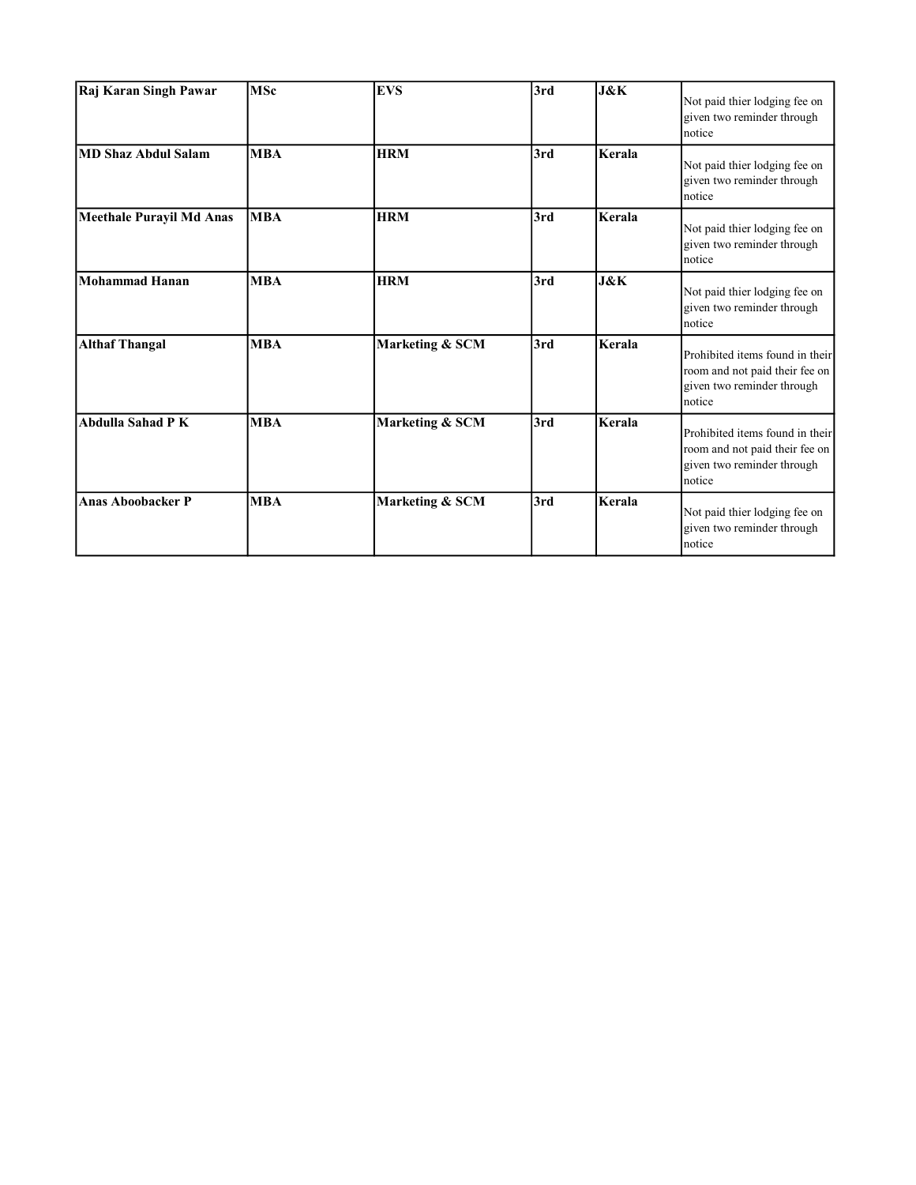| | | | | | |
|---|---|---|---|---|---|
| **Raj Karan Singh Pawar** | **MSc** | **EVS** | **3rd** | **J&K** | Not paid thier lodging fee on given two reminder through notice |
| **MD Shaz Abdul Salam** | **MBA** | **HRM** | **3rd** | **Kerala** | Not paid thier lodging fee on given two reminder through notice |
| **Meethale Purayil Md Anas** | **MBA** | **HRM** | **3rd** | **Kerala** | Not paid thier lodging fee on given two reminder through notice |
| **Mohammad Hanan** | **MBA** | **HRM** | **3rd** | **J&K** | Not paid thier lodging fee on given two reminder through notice |
| **Althaf Thangal** | **MBA** | **Marketing & SCM** | **3rd** | **Kerala** | Prohibited items found in their room and not paid their fee on given two reminder through notice |
| **Abdulla Sahad P K** | **MBA** | **Marketing & SCM** | **3rd** | **Kerala** | Prohibited items found in their room and not paid their fee on given two reminder through notice |
| **Anas Aboobacker P** | **MBA** | **Marketing & SCM** | **3rd** | **Kerala** | Not paid thier lodging fee on given two reminder through notice |